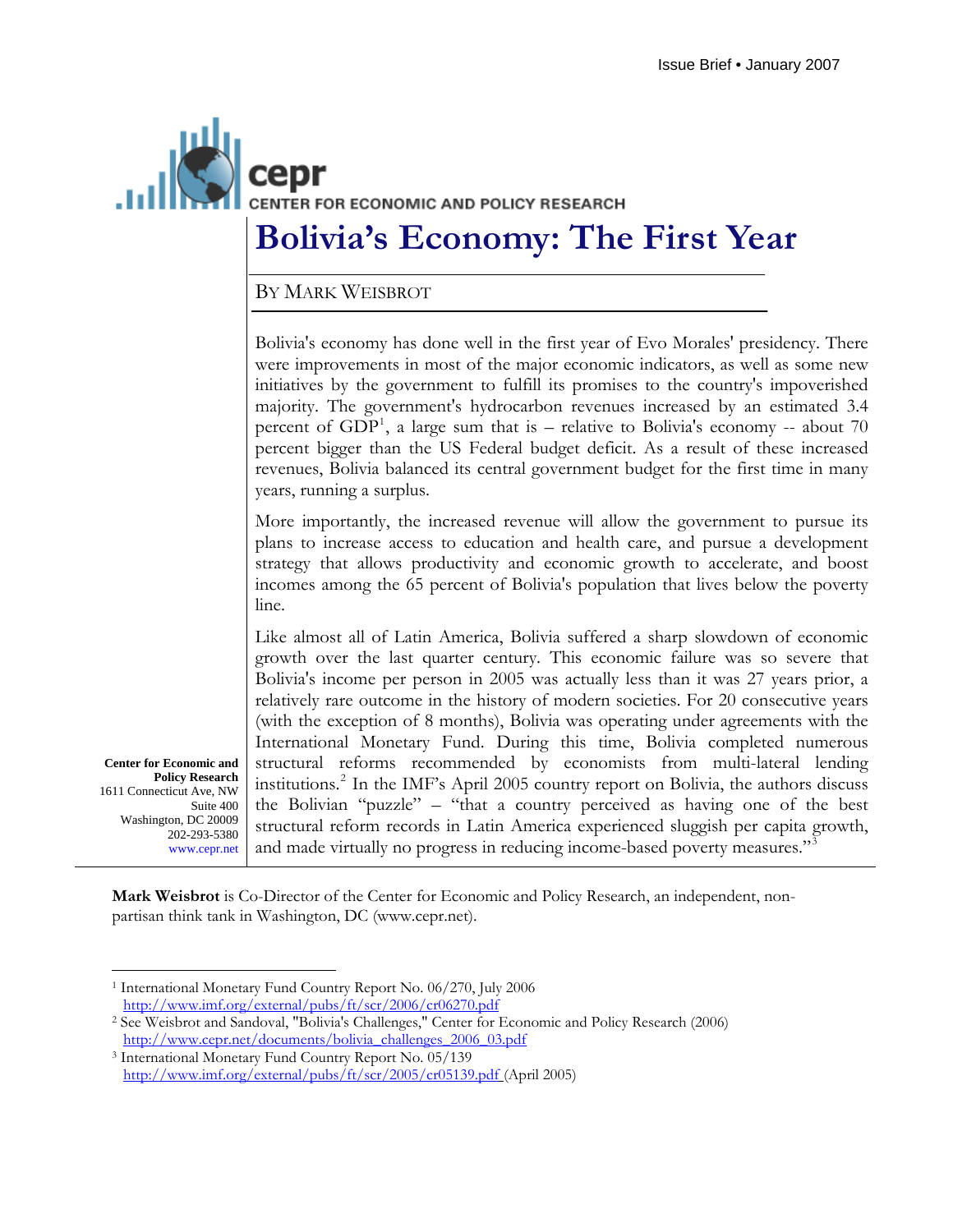Issue Brief • January 2007

cepr
CENTER FOR ECONOMIC AND POLICY RESEARCH

# Bolivia's Economy: The First Year

BY MARK WEISBROT

Bolivia's economy has done well in the first year of Evo Morales' presidency. There were improvements in most of the major economic indicators, as well as some new initiatives by the government to fulfill its promises to the country's impoverished majority. The government's hydrocarbon revenues increased by an estimated 3.4 percent of GDP[1], a large sum that is – relative to Bolivia's economy -- about 70 percent bigger than the US Federal budget deficit. As a result of these increased revenues, Bolivia balanced its central government budget for the first time in many years, running a surplus.

More importantly, the increased revenue will allow the government to pursue its plans to increase access to education and health care, and pursue a development strategy that allows productivity and economic growth to accelerate, and boost incomes among the 65 percent of Bolivia's population that lives below the poverty line.

Like almost all of Latin America, Bolivia suffered a sharp slowdown of economic growth over the last quarter century. This economic failure was so severe that Bolivia's income per person in 2005 was actually less than it was 27 years prior, a relatively rare outcome in the history of modern societies. For 20 consecutive years (with the exception of 8 months), Bolivia was operating under agreements with the International Monetary Fund. During this time, Bolivia completed numerous structural reforms recommended by economists from multi-lateral lending institutions.[2] In the IMF's April 2005 country report on Bolivia, the authors discuss the Bolivian "puzzle" – "that a country perceived as having one of the best structural reform records in Latin America experienced sluggish per capita growth, and made virtually no progress in reducing income-based poverty measures."[3]

**Center for Economic and Policy Research**
1611 Connecticut Ave, NW
Suite 400
Washington, DC 20009
202-293-5380
www.cepr.net

**Mark Weisbrot** is Co-Director of the Center for Economic and Policy Research, an independent, non-partisan think tank in Washington, DC (www.cepr.net).

---

[1] International Monetary Fund Country Report No. 06/270, July 2006 http://www.imf.org/external/pubs/ft/scr/2006/cr06270.pdf

[2] See Weisbrot and Sandoval, "Bolivia's Challenges," Center for Economic and Policy Research (2006) http://www.cepr.net/documents/bolivia_challenges_2006_03.pdf

[3] International Monetary Fund Country Report No. 05/139 http://www.imf.org/external/pubs/ft/scr/2005/cr05139.pdf (April 2005)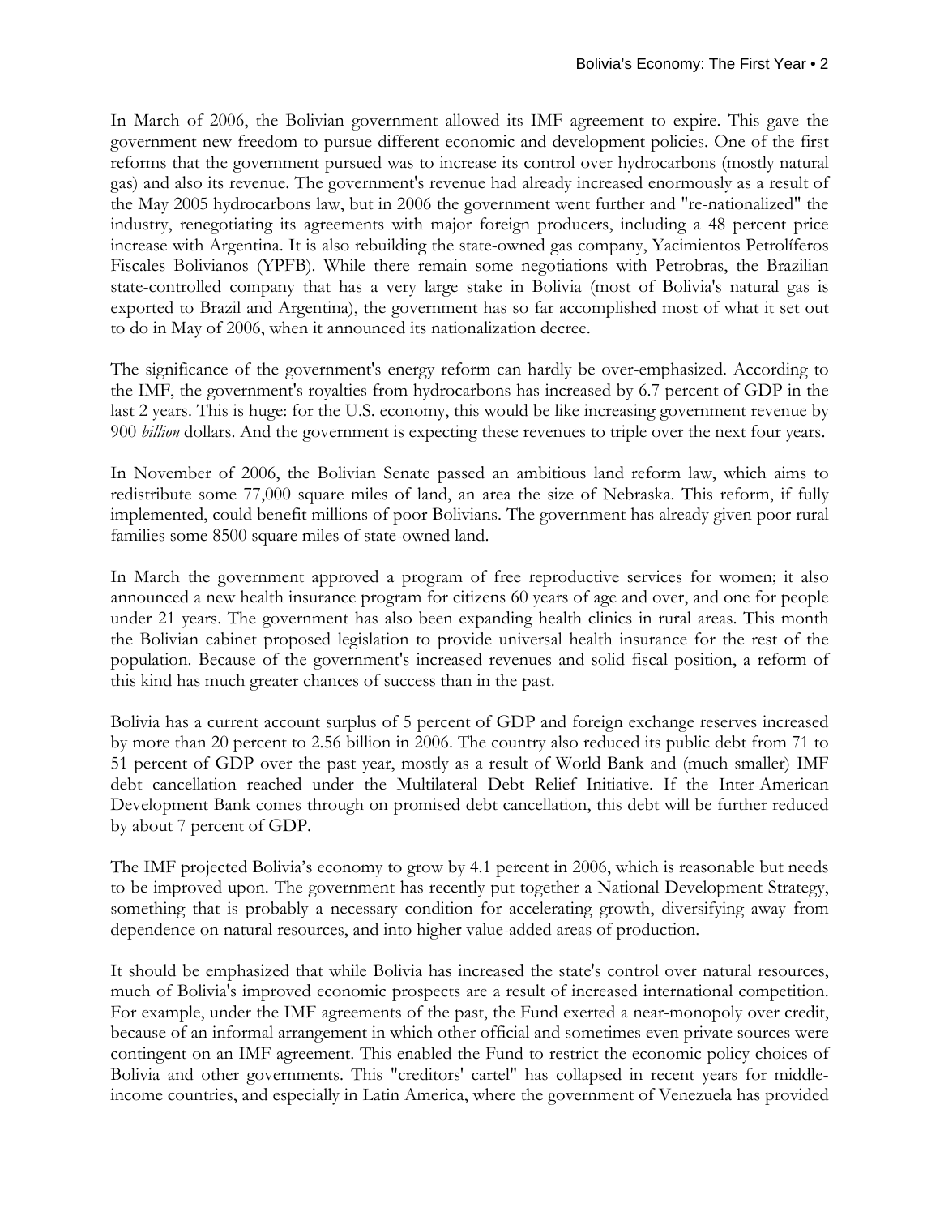In March of 2006, the Bolivian government allowed its IMF agreement to expire. This gave the government new freedom to pursue different economic and development policies. One of the first reforms that the government pursued was to increase its control over hydrocarbons (mostly natural gas) and also its revenue. The government's revenue had already increased enormously as a result of the May 2005 hydrocarbons law, but in 2006 the government went further and "re-nationalized" the industry, renegotiating its agreements with major foreign producers, including a 48 percent price increase with Argentina. It is also rebuilding the state-owned gas company, Yacimientos Petrolíferos Fiscales Bolivianos (YPFB). While there remain some negotiations with Petrobras, the Brazilian state-controlled company that has a very large stake in Bolivia (most of Bolivia's natural gas is exported to Brazil and Argentina), the government has so far accomplished most of what it set out to do in May of 2006, when it announced its nationalization decree.

The significance of the government's energy reform can hardly be over-emphasized. According to the IMF, the government's royalties from hydrocarbons has increased by 6.7 percent of GDP in the last 2 years. This is huge: for the U.S. economy, this would be like increasing government revenue by 900 *billion* dollars. And the government is expecting these revenues to triple over the next four years.

In November of 2006, the Bolivian Senate passed an ambitious land reform law, which aims to redistribute some 77,000 square miles of land, an area the size of Nebraska. This reform, if fully implemented, could benefit millions of poor Bolivians. The government has already given poor rural families some 8500 square miles of state-owned land.

In March the government approved a program of free reproductive services for women; it also announced a new health insurance program for citizens 60 years of age and over, and one for people under 21 years. The government has also been expanding health clinics in rural areas. This month the Bolivian cabinet proposed legislation to provide universal health insurance for the rest of the population. Because of the government's increased revenues and solid fiscal position, a reform of this kind has much greater chances of success than in the past.

Bolivia has a current account surplus of 5 percent of GDP and foreign exchange reserves increased by more than 20 percent to 2.56 billion in 2006. The country also reduced its public debt from 71 to 51 percent of GDP over the past year, mostly as a result of World Bank and (much smaller) IMF debt cancellation reached under the Multilateral Debt Relief Initiative. If the Inter-American Development Bank comes through on promised debt cancellation, this debt will be further reduced by about 7 percent of GDP.

The IMF projected Bolivia's economy to grow by 4.1 percent in 2006, which is reasonable but needs to be improved upon. The government has recently put together a National Development Strategy, something that is probably a necessary condition for accelerating growth, diversifying away from dependence on natural resources, and into higher value-added areas of production.

It should be emphasized that while Bolivia has increased the state's control over natural resources, much of Bolivia's improved economic prospects are a result of increased international competition. For example, under the IMF agreements of the past, the Fund exerted a near-monopoly over credit, because of an informal arrangement in which other official and sometimes even private sources were contingent on an IMF agreement. This enabled the Fund to restrict the economic policy choices of Bolivia and other governments. This "creditors' cartel" has collapsed in recent years for middle-income countries, and especially in Latin America, where the government of Venezuela has provided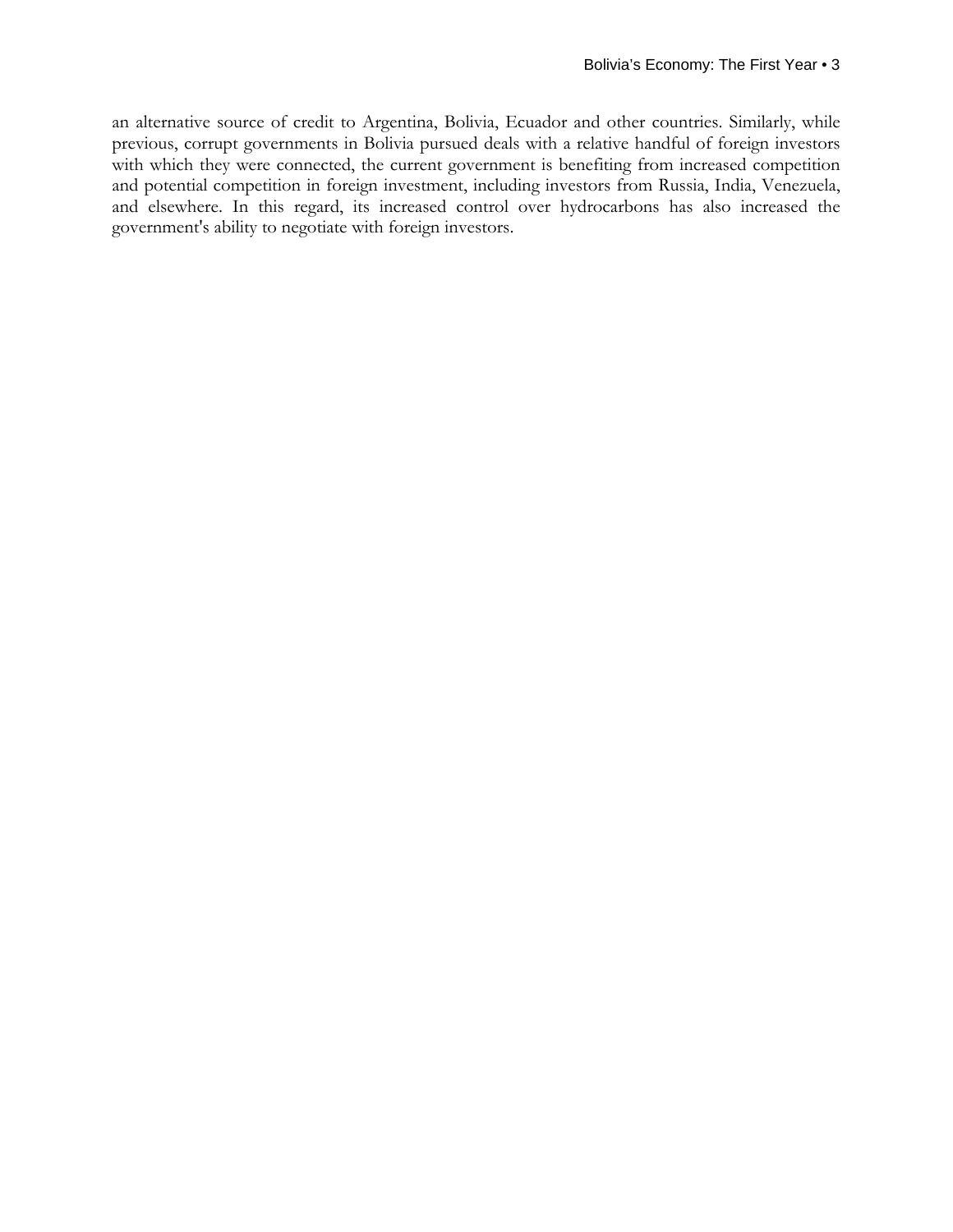an alternative source of credit to Argentina, Bolivia, Ecuador and other countries. Similarly, while previous, corrupt governments in Bolivia pursued deals with a relative handful of foreign investors with which they were connected, the current government is benefiting from increased competition and potential competition in foreign investment, including investors from Russia, India, Venezuela, and elsewhere. In this regard, its increased control over hydrocarbons has also increased the government's ability to negotiate with foreign investors.